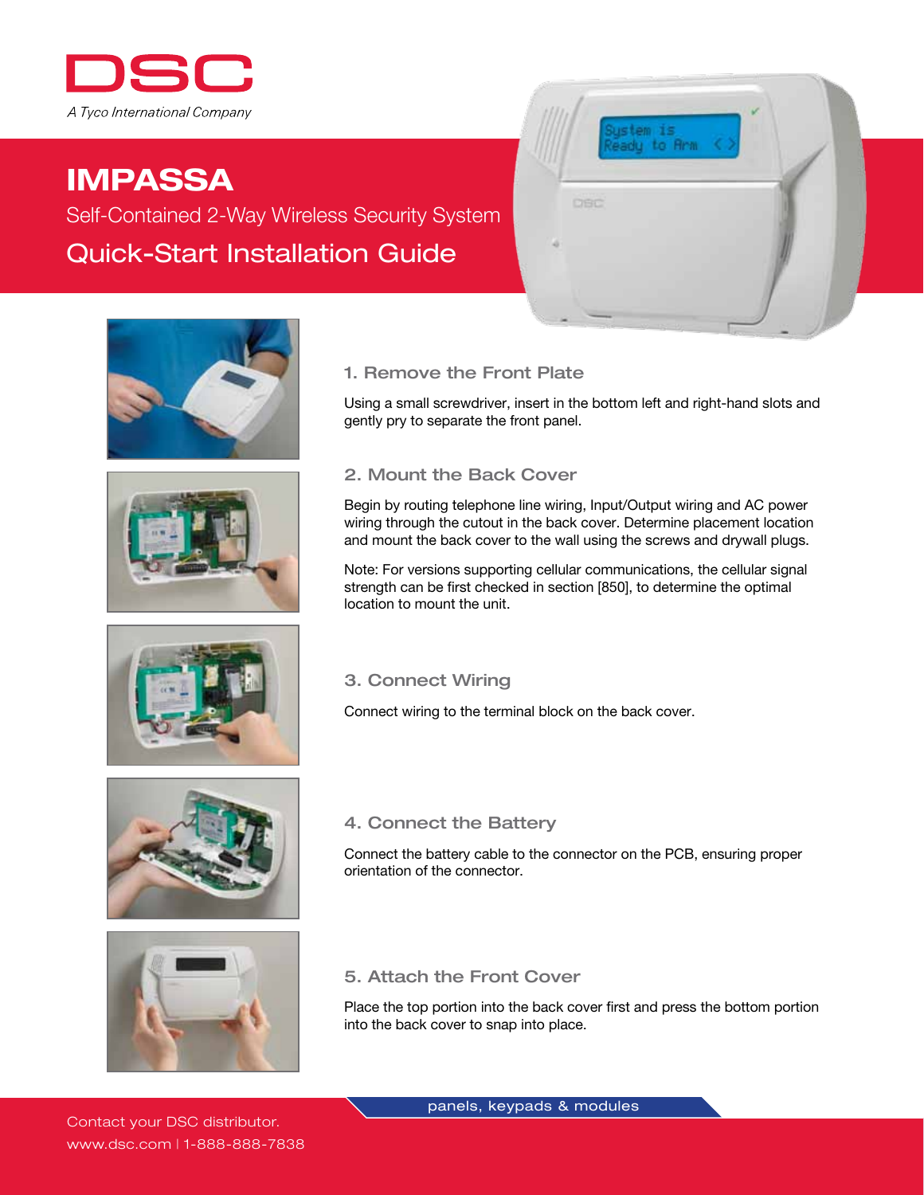DSC

*A Tyco International Company*

# IMPASSA

Self-Contained 2-Way Wireless Security System

## Quick-Start Installation Guide

### 1. Remove the Front Plate

Using a small screwdriver, insert in the bottom left and right-hand slots and gently pry to separate the front panel.

### 2. Mount the Back Cover

Begin by routing telephone line wiring, Input/Output wiring and AC power wiring through the cutout in the back cover. Determine placement location and mount the back cover to the wall using the screws and drywall plugs.

Note: For versions supporting cellular communications, the cellular signal strength can be first checked in section [850], to determine the optimal location to mount the unit.

### 3. Connect Wiring

Connect wiring to the terminal block on the back cover.

### 4. Connect the Battery

Connect the battery cable to the connector on the PCB, ensuring proper orientation of the connector.

### 5. Attach the Front Cover

Place the top portion into the back cover first and press the bottom portion into the back cover to snap into place.

panels, keypads & modules

Contact your DSC distributor.
www.dsc.com | 1-888-888-7838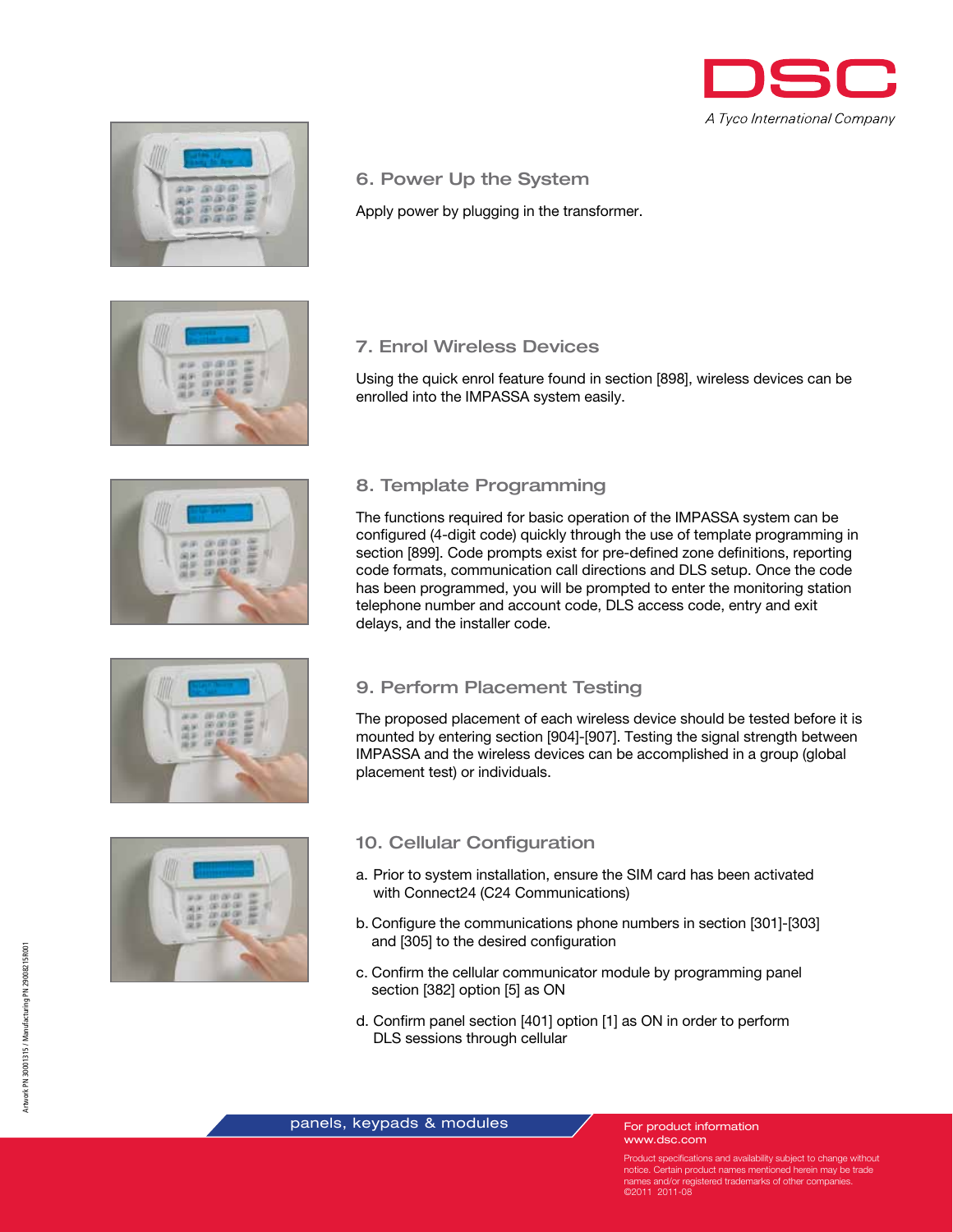DSC

*A Tyco International Company*

## 6. Power Up the System

Apply power by plugging in the transformer.

## 7. Enrol Wireless Devices

Using the quick enrol feature found in section [898], wireless devices can be enrolled into the IMPASSA system easily.

## 8. Template Programming

The functions required for basic operation of the IMPASSA system can be configured (4-digit code) quickly through the use of template programming in section [899]. Code prompts exist for pre-defined zone definitions, reporting code formats, communication call directions and DLS setup. Once the code has been programmed, you will be prompted to enter the monitoring station telephone number and account code, DLS access code, entry and exit delays, and the installer code.

## 9. Perform Placement Testing

The proposed placement of each wireless device should be tested before it is mounted by entering section [904]-[907]. Testing the signal strength between IMPASSA and the wireless devices can be accomplished in a group (global placement test) or individuals.

## 10. Cellular Configuration

a. Prior to system installation, ensure the SIM card has been activated with Connect24 (C24 Communications)

b. Configure the communications phone numbers in section [301]-[303] and [305] to the desired configuration

c. Confirm the cellular communicator module by programming panel section [382] option [5] as ON

d. Confirm panel section [401] option [1] as ON in order to perform DLS sessions through cellular

Artwork PN 30001315 / Manufacturing PN 29008215R001

panels, keypads & modules

For product information
www.dsc.com

Product specifications and availability subject to change without notice. Certain product names mentioned herein may be trade names and/or registered trademarks of other companies.
©2011 2011-08